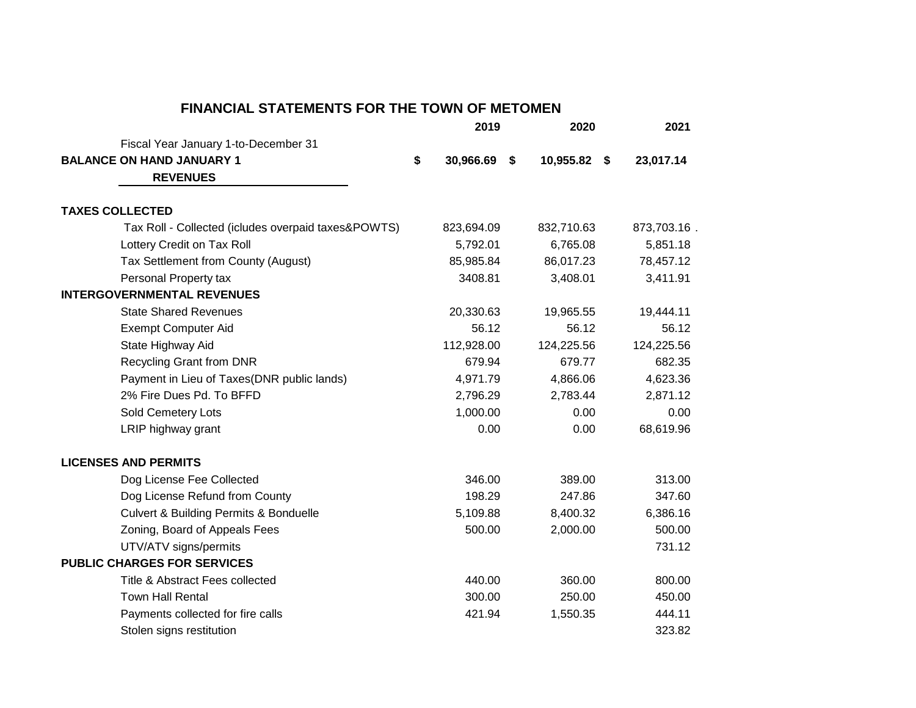# FINANCIAL STATEMENTS FOR THE TOWN OF METOMEN

| | 2019 | 2020 | 2021 |
|---|---|---|---|
| Fiscal Year January 1-to-December 31 | | | |
| **BALANCE ON HAND JANUARY 1** | **$ 30,966.69** | **$ 10,955.82** | **$ 23,017.14** |
| **REVENUES** | | | |
| | | | |
| **TAXES COLLECTED** | | | |
| Tax Roll - Collected (icludes overpaid taxes&POWTS) | 823,694.09 | 832,710.63 | 873,703.16 . |
| Lottery Credit on Tax Roll | 5,792.01 | 6,765.08 | 5,851.18 |
| Tax Settlement from County (August) | 85,985.84 | 86,017.23 | 78,457.12 |
| Personal Property tax | 3408.81 | 3,408.01 | 3,411.91 |
| **INTERGOVERNMENTAL REVENUES** | | | |
| State Shared Revenues | 20,330.63 | 19,965.55 | 19,444.11 |
| Exempt Computer Aid | 56.12 | 56.12 | 56.12 |
| State Highway Aid | 112,928.00 | 124,225.56 | 124,225.56 |
| Recycling Grant from DNR | 679.94 | 679.77 | 682.35 |
| Payment in Lieu of Taxes(DNR public lands) | 4,971.79 | 4,866.06 | 4,623.36 |
| 2% Fire Dues Pd. To BFFD | 2,796.29 | 2,783.44 | 2,871.12 |
| Sold Cemetery Lots | 1,000.00 | 0.00 | 0.00 |
| LRIP highway grant | 0.00 | 0.00 | 68,619.96 |
| | | | |
| **LICENSES AND PERMITS** | | | |
| Dog License Fee Collected | 346.00 | 389.00 | 313.00 |
| Dog License Refund from County | 198.29 | 247.86 | 347.60 |
| Culvert & Building Permits & Bonduelle | 5,109.88 | 8,400.32 | 6,386.16 |
| Zoning, Board of Appeals Fees | 500.00 | 2,000.00 | 500.00 |
| UTV/ATV signs/permits | | | 731.12 |
| **PUBLIC CHARGES FOR SERVICES** | | | |
| Title & Abstract Fees collected | 440.00 | 360.00 | 800.00 |
| Town Hall Rental | 300.00 | 250.00 | 450.00 |
| Payments collected for fire calls | 421.94 | 1,550.35 | 444.11 |
| Stolen signs restitution | | | 323.82 |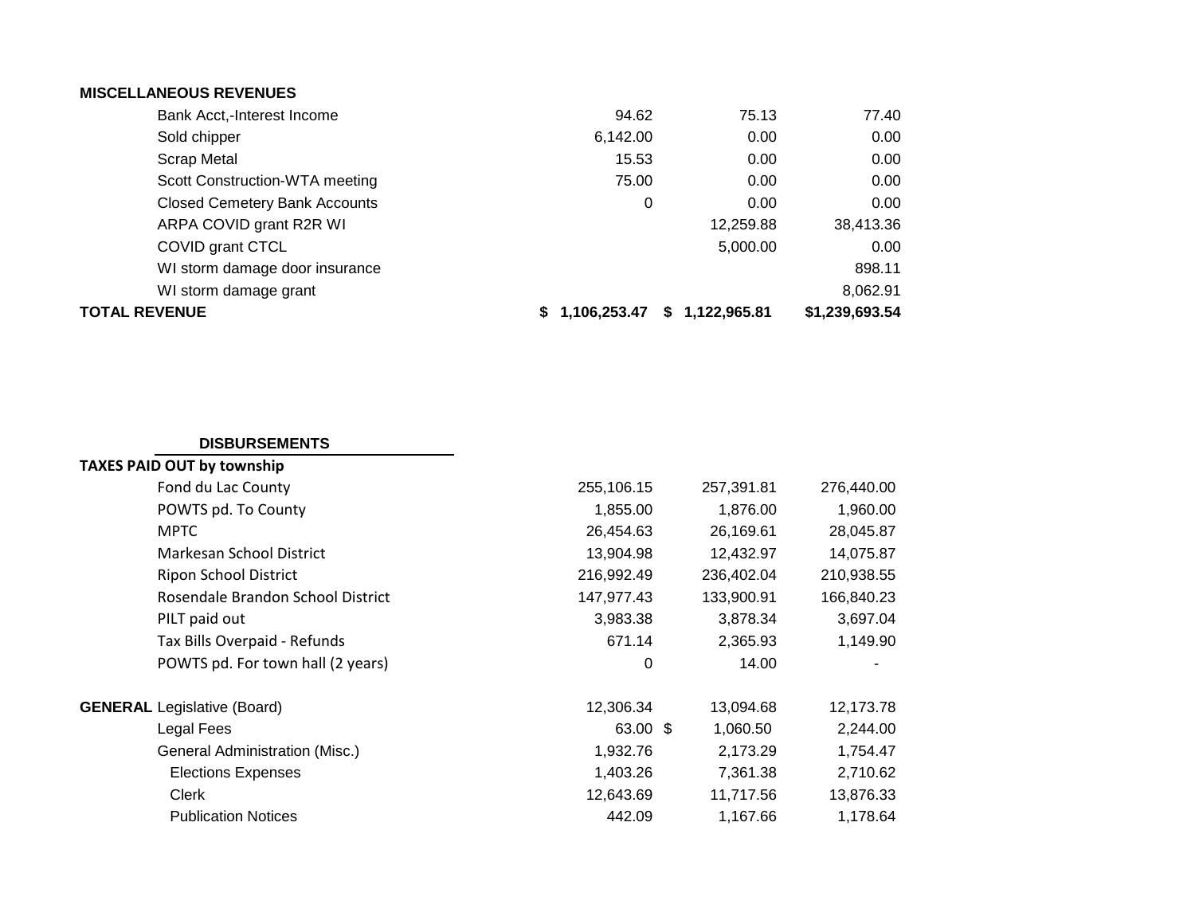| MISCELLANEOUS REVENUES | | | |
|---|---|---|---|
| Bank Acct,-Interest Income | 94.62 | 75.13 | 77.40 |
| Sold chipper | 6,142.00 | 0.00 | 0.00 |
| Scrap Metal | 15.53 | 0.00 | 0.00 |
| Scott Construction-WTA meeting | 75.00 | 0.00 | 0.00 |
| Closed Cemetery Bank Accounts | 0 | 0.00 | 0.00 |
| ARPA COVID grant R2R WI | | 12,259.88 | 38,413.36 |
| COVID grant CTCL | | 5,000.00 | 0.00 |
| WI storm damage door insurance | | | 898.11 |
| WI storm damage grant | | | 8,062.91 |
| **TOTAL REVENUE** | **$ 1,106,253.47** | **$ 1,122,965.81** | **$1,239,693.54** |

**DISBURSEMENTS**

| TAXES PAID OUT by township | | | |
|---|---|---|---|
| Fond du Lac County | 255,106.15 | 257,391.81 | 276,440.00 |
| POWTS pd. To County | 1,855.00 | 1,876.00 | 1,960.00 |
| MPTC | 26,454.63 | 26,169.61 | 28,045.87 |
| Markesan School District | 13,904.98 | 12,432.97 | 14,075.87 |
| Ripon School District | 216,992.49 | 236,402.04 | 210,938.55 |
| Rosendale Brandon School District | 147,977.43 | 133,900.91 | 166,840.23 |
| PILT paid out | 3,983.38 | 3,878.34 | 3,697.04 |
| Tax Bills Overpaid - Refunds | 671.14 | 2,365.93 | 1,149.90 |
| POWTS pd. For town hall (2 years) | 0 | 14.00 | - |
| **GENERAL** Legislative (Board) | 12,306.34 | 13,094.68 | 12,173.78 |
| Legal Fees | 63.00 | $ 1,060.50 | 2,244.00 |
| General Administration (Misc.) | 1,932.76 | 2,173.29 | 1,754.47 |
| Elections Expenses | 1,403.26 | 7,361.38 | 2,710.62 |
| Clerk | 12,643.69 | 11,717.56 | 13,876.33 |
| Publication Notices | 442.09 | 1,167.66 | 1,178.64 |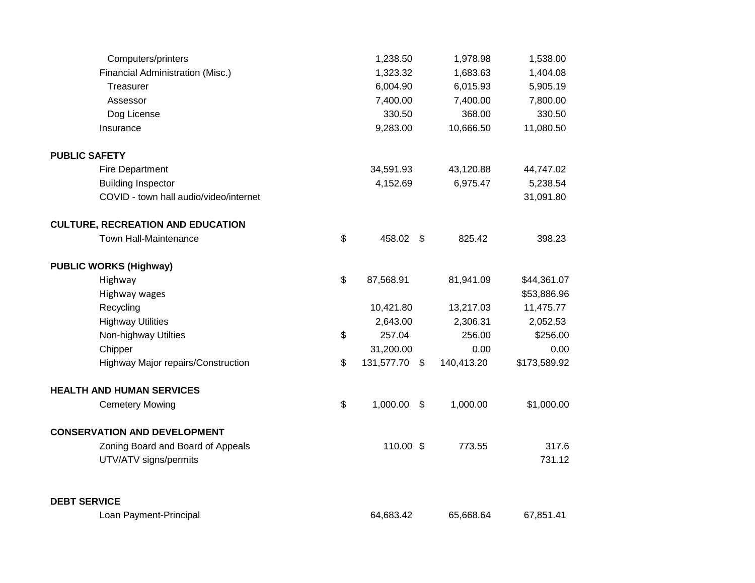| | | | |
|---|---|---|---|
| Computers/printers | 1,238.50 | 1,978.98 | 1,538.00 |
| Financial Administration (Misc.) | 1,323.32 | 1,683.63 | 1,404.08 |
| Treasurer | 6,004.90 | 6,015.93 | 5,905.19 |
| Assessor | 7,400.00 | 7,400.00 | 7,800.00 |
| Dog License | 330.50 | 368.00 | 330.50 |
| Insurance | 9,283.00 | 10,666.50 | 11,080.50 |
| | | | |
| **PUBLIC SAFETY** | | | |
| Fire Department | 34,591.93 | 43,120.88 | 44,747.02 |
| Building Inspector | 4,152.69 | 6,975.47 | 5,238.54 |
| COVID - town hall audio/video/internet | | | 31,091.80 |
| | | | |
| **CULTURE, RECREATION AND EDUCATION** | | | |
| Town Hall-Maintenance | $ 458.02 | $ 825.42 | 398.23 |
| | | | |
| **PUBLIC WORKS (Highway)** | | | |
| Highway | $ 87,568.91 | 81,941.09 | $44,361.07 |
| Highway wages | | | $53,886.96 |
| Recycling | 10,421.80 | 13,217.03 | 11,475.77 |
| Highway Utilities | 2,643.00 | 2,306.31 | 2,052.53 |
| Non-highway Utilties | $ 257.04 | 256.00 | $256.00 |
| Chipper | 31,200.00 | 0.00 | 0.00 |
| Highway Major repairs/Construction | $ 131,577.70 | $ 140,413.20 | $173,589.92 |
| | | | |
| **HEALTH AND HUMAN SERVICES** | | | |
| Cemetery Mowing | $ 1,000.00 | $ 1,000.00 | $1,000.00 |
| | | | |
| **CONSERVATION AND DEVELOPMENT** | | | |
| Zoning Board and Board of Appeals | 110.00 | $ 773.55 | 317.6 |
| UTV/ATV signs/permits | | | 731.12 |
| | | | |
| **DEBT SERVICE** | | | |
| Loan Payment-Principal | 64,683.42 | 65,668.64 | 67,851.41 |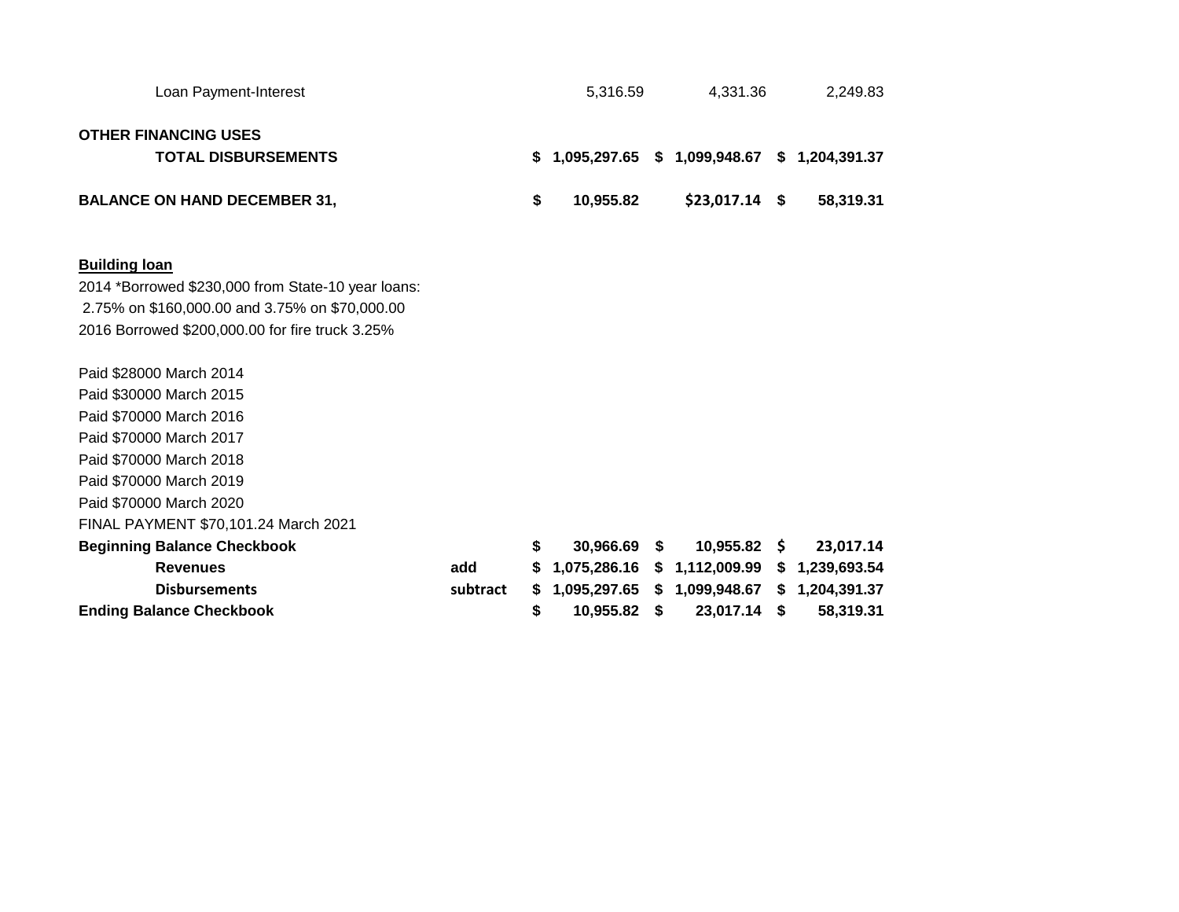| | | | |
|---|---|---|---|
| Loan Payment-Interest | 5,316.59 | 4,331.36 | 2,249.83 |
| **OTHER FINANCING USES** | | | |
| **TOTAL DISBURSEMENTS** | **$ 1,095,297.65** | **$ 1,099,948.67** | **$ 1,204,391.37** |
| **BALANCE ON HAND DECEMBER 31,** | **$ 10,955.82** | **$23,017.14** | **$ 58,319.31** |

**Building loan**

2014 *Borrowed $230,000 from State-10 year loans:
2.75% on $160,000.00 and 3.75% on $70,000.00
2016 Borrowed $200,000.00 for fire truck 3.25%

Paid $28000 March 2014
Paid $30000 March 2015
Paid $70000 March 2016
Paid $70000 March 2017
Paid $70000 March 2018
Paid $70000 March 2019
Paid $70000 March 2020
FINAL PAYMENT $70,101.24 March 2021

| | | | | |
|---|---|---|---|---|
| **Beginning Balance Checkbook** | | **$ 30,966.69** | **$ 10,955.82** | **$ 23,017.14** |
| **Revenues** | **add** | **$ 1,075,286.16** | **$ 1,112,009.99** | **$ 1,239,693.54** |
| **Disbursements** | **subtract** | **$ 1,095,297.65** | **$ 1,099,948.67** | **$ 1,204,391.37** |
| **Ending Balance Checkbook** | | **$ 10,955.82** | **$ 23,017.14** | **$ 58,319.31** |